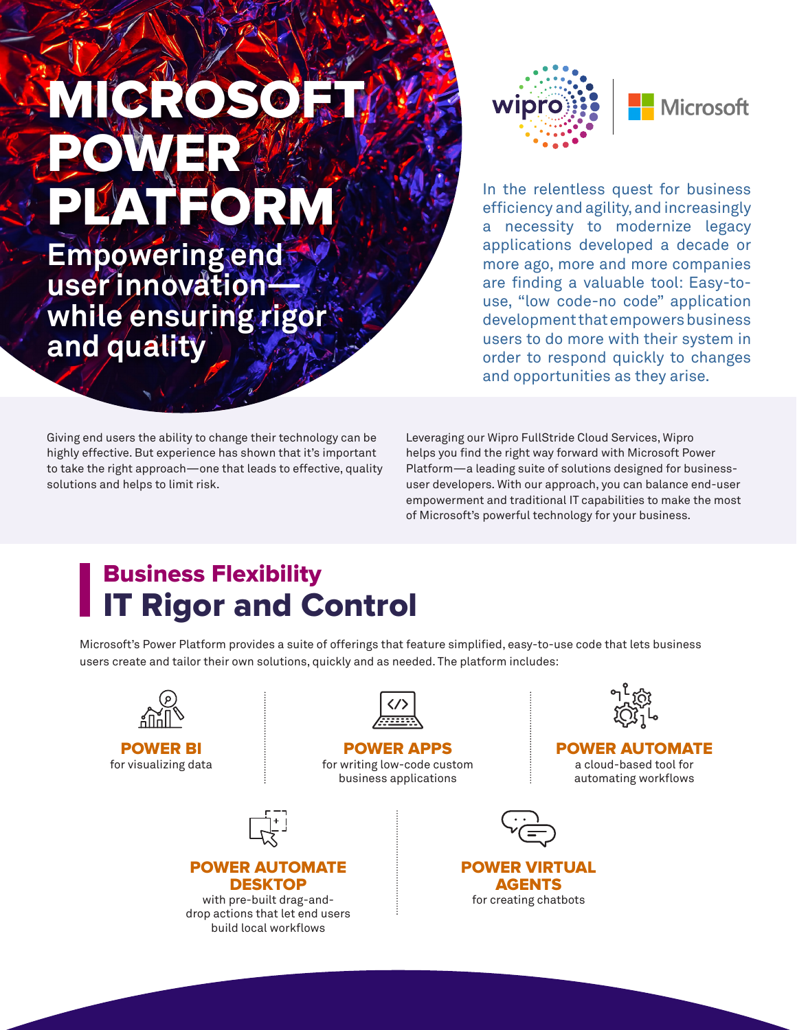# MICROSOFT POWER PLATFORM

## Empowering end user innovation—while ensuring rigor and quality

In the relentless quest for business efficiency and agility, and increasingly a necessity to modernize legacy applications developed a decade or more ago, more and more companies are finding a valuable tool: Easy-to-use, “low code-no code” application development that empowers business users to do more with their system in order to respond quickly to changes and opportunities as they arise.

Giving end users the ability to change their technology can be highly effective. But experience has shown that it’s important to take the right approach—one that leads to effective, quality solutions and helps to limit risk.

Leveraging our Wipro FullStride Cloud Services, Wipro helps you find the right way forward with Microsoft Power Platform—a leading suite of solutions designed for business-user developers. With our approach, you can balance end-user empowerment and traditional IT capabilities to make the most of Microsoft’s powerful technology for your business.

## Business Flexibility IT Rigor and Control

Microsoft’s Power Platform provides a suite of offerings that feature simplified, easy-to-use code that lets business users create and tailor their own solutions, quickly and as needed. The platform includes:

**POWER BI**
for visualizing data

**POWER APPS**
for writing low-code custom business applications

**POWER AUTOMATE**
a cloud-based tool for automating workflows

**POWER AUTOMATE DESKTOP**
with pre-built drag-and-drop actions that let end users build local workflows

**POWER VIRTUAL AGENTS**
for creating chatbots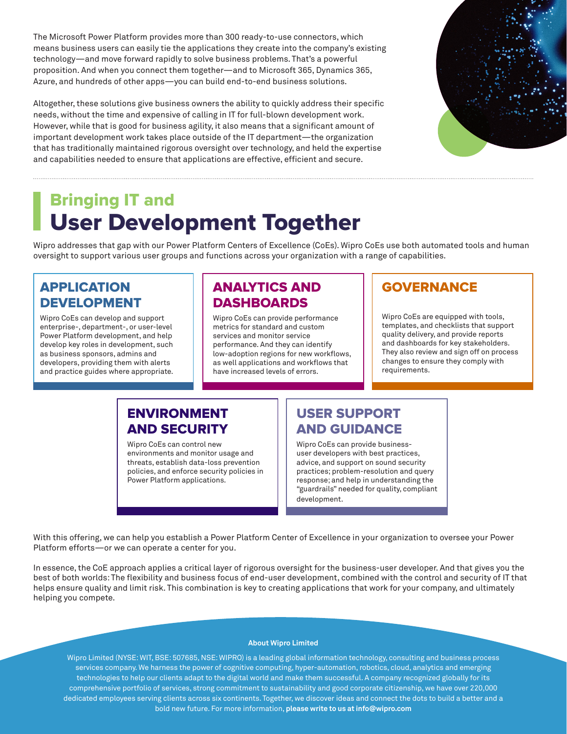The Microsoft Power Platform provides more than 300 ready-to-use connectors, which means business users can easily tie the applications they create into the company's existing technology—and move forward rapidly to solve business problems. That's a powerful proposition. And when you connect them together—and to Microsoft 365, Dynamics 365, Azure, and hundreds of other apps—you can build end-to-end business solutions.

Altogether, these solutions give business owners the ability to quickly address their specific needs, without the time and expensive of calling in IT for full-blown development work. However, while that is good for business agility, it also means that a significant amount of important development work takes place outside of the IT department—the organization that has traditionally maintained rigorous oversight over technology, and held the expertise and capabilities needed to ensure that applications are effective, efficient and secure.

## Bringing IT and User Development Together

Wipro addresses that gap with our Power Platform Centers of Excellence (CoEs). Wipro CoEs use both automated tools and human oversight to support various user groups and functions across your organization with a range of capabilities.

### APPLICATION DEVELOPMENT

Wipro CoEs can develop and support enterprise-, department-, or user-level Power Platform development, and help develop key roles in development, such as business sponsors, admins and developers, providing them with alerts and practice guides where appropriate.

### ANALYTICS AND DASHBOARDS

Wipro CoEs can provide performance metrics for standard and custom services and monitor service performance. And they can identify low-adoption regions for new workflows, as well applications and workflows that have increased levels of errors.

### GOVERNANCE

Wipro CoEs are equipped with tools, templates, and checklists that support quality delivery, and provide reports and dashboards for key stakeholders. They also review and sign off on process changes to ensure they comply with requirements.

### ENVIRONMENT AND SECURITY

Wipro CoEs can control new environments and monitor usage and threats, establish data-loss prevention policies, and enforce security policies in Power Platform applications.

### USER SUPPORT AND GUIDANCE

Wipro CoEs can provide business-user developers with best practices, advice, and support on sound security practices; problem-resolution and query response; and help in understanding the "guardrails" needed for quality, compliant development.

With this offering, we can help you establish a Power Platform Center of Excellence in your organization to oversee your Power Platform efforts—or we can operate a center for you.

In essence, the CoE approach applies a critical layer of rigorous oversight for the business-user developer. And that gives you the best of both worlds: The flexibility and business focus of end-user development, combined with the control and security of IT that helps ensure quality and limit risk. This combination is key to creating applications that work for your company, and ultimately helping you compete.

**About Wipro Limited**

Wipro Limited (NYSE: WIT, BSE: 507685, NSE: WIPRO) is a leading global information technology, consulting and business process services company. We harness the power of cognitive computing, hyper-automation, robotics, cloud, analytics and emerging technologies to help our clients adapt to the digital world and make them successful. A company recognized globally for its comprehensive portfolio of services, strong commitment to sustainability and good corporate citizenship, we have over 220,000 dedicated employees serving clients across six continents. Together, we discover ideas and connect the dots to build a better and a bold new future. For more information, **please write to us at info@wipro.com**